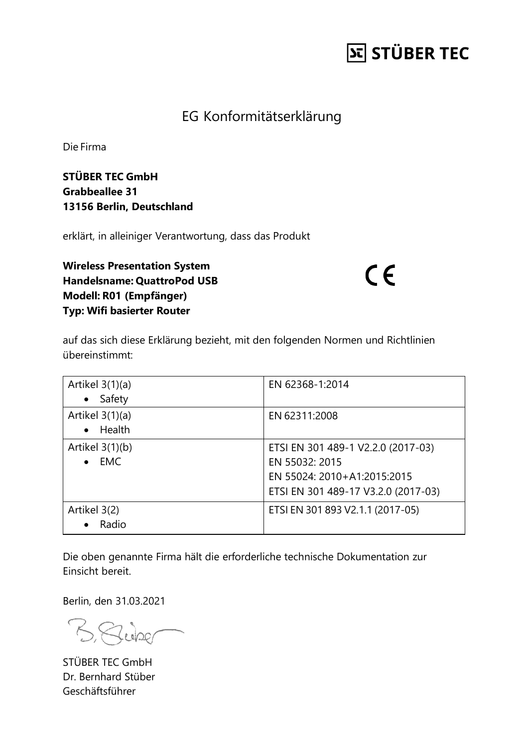**STÜBER TEC**

# EG Konformitätserklärung

Die Firma

**STÜBER TEC GmbH**
**Grabbeallee 31**
**13156 Berlin, Deutschland**

erklärt, in alleiniger Verantwortung, dass das Produkt

**Wireless Presentation System**
**Handelsname: QuattroPod USB**
**Modell: R01 (Empfänger)**
**Typ: Wifi basierter Router**

CE

auf das sich diese Erklärung bezieht, mit den folgenden Normen und Richtlinien übereinstimmt:

| Artikel | Normen |
|---|---|
| Artikel 3(1)(a)<br>• Safety | EN 62368-1:2014 |
| Artikel 3(1)(a)<br>• Health | EN 62311:2008 |
| Artikel 3(1)(b)<br>• EMC | ETSI EN 301 489-1 V2.2.0 (2017-03)<br>EN 55032: 2015<br>EN 55024: 2010+A1:2015:2015<br>ETSI EN 301 489-17 V3.2.0 (2017-03) |
| Artikel 3(2)<br>• Radio | ETSI EN 301 893 V2.1.1 (2017-05) |

Die oben genannte Firma hält die erforderliche technische Dokumentation zur Einsicht bereit.

Berlin, den 31.03.2021

STÜBER TEC GmbH
Dr. Bernhard Stüber
Geschäftsführer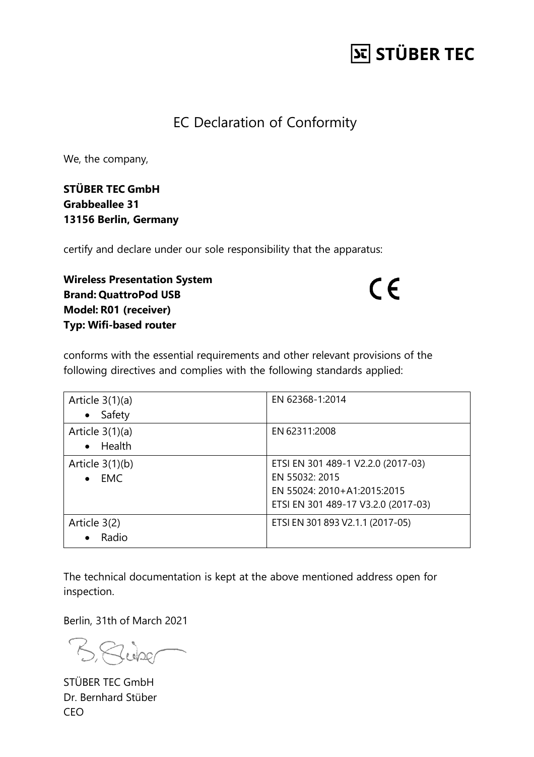# STÜBER TEC

## EC Declaration of Conformity

We, the company,

**STÜBER TEC GmbH**
**Grabbeallee 31**
**13156 Berlin, Germany**

certify and declare under our sole responsibility that the apparatus:

**Wireless Presentation System**
**Brand: QuattroPod USB**
**Model: R01 (receiver)**
**Typ: Wifi-based router**

CE

conforms with the essential requirements and other relevant provisions of the following directives and complies with the following standards applied:

| | |
|---|---|
| Article 3(1)(a)<br>• Safety | EN 62368-1:2014 |
| Article 3(1)(a)<br>• Health | EN 62311:2008 |
| Article 3(1)(b)<br>• EMC | ETSI EN 301 489-1 V2.2.0 (2017-03)<br>EN 55032: 2015<br>EN 55024: 2010+A1:2015:2015<br>ETSI EN 301 489-17 V3.2.0 (2017-03) |
| Article 3(2)<br>• Radio | ETSI EN 301 893 V2.1.1 (2017-05) |

The technical documentation is kept at the above mentioned address open for inspection.

Berlin, 31th of March 2021

B. Stüber

STÜBER TEC GmbH
Dr. Bernhard Stüber
CEO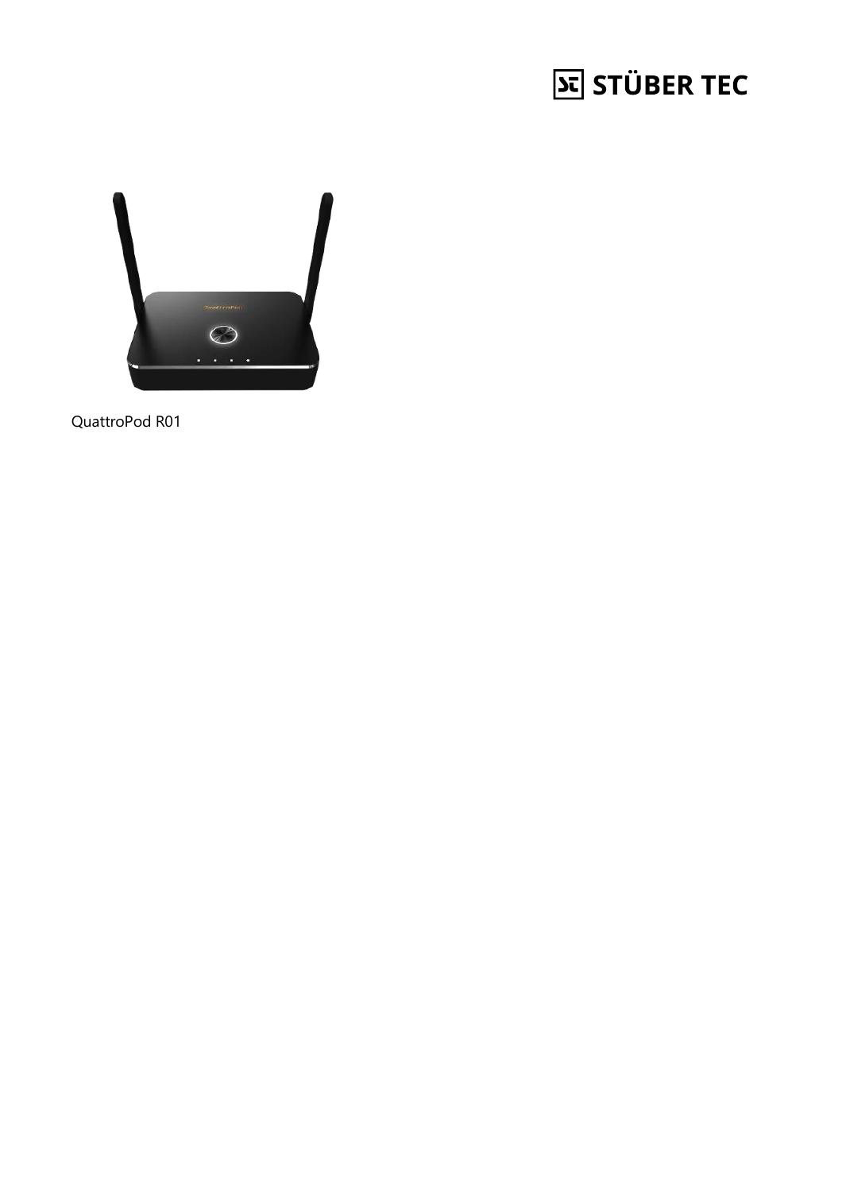QuattroPod R01